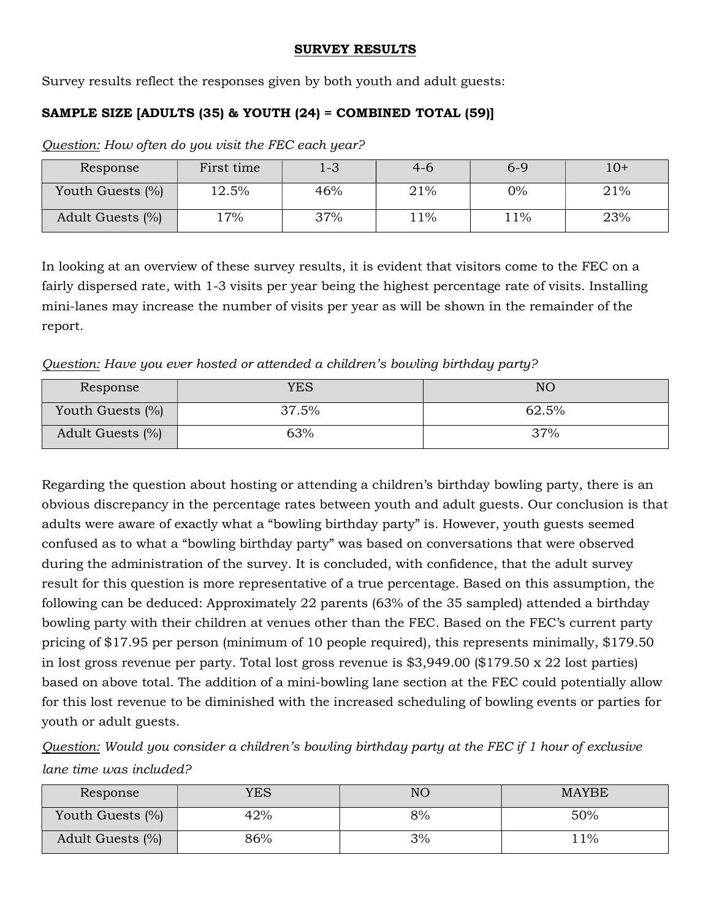## SURVEY RESULTS

Survey results reflect the responses given by both youth and adult guests:

**SAMPLE SIZE [ADULTS (35) & YOUTH (24) = COMBINED TOTAL (59)]**

*Question: How often do you visit the FEC each year?*

| Response | First time | 1-3 | 4-6 | 6-9 | 10+ |
|---|---|---|---|---|---|
| Youth Guests (%) | 12.5% | 46% | 21% | 0% | 21% |
| Adult Guests (%) | 17% | 37% | 11% | 11% | 23% |

In looking at an overview of these survey results, it is evident that visitors come to the FEC on a fairly dispersed rate, with 1-3 visits per year being the highest percentage rate of visits. Installing mini-lanes may increase the number of visits per year as will be shown in the remainder of the report.

*Question: Have you ever hosted or attended a children's bowling birthday party?*

| Response | YES | NO |
|---|---|---|
| Youth Guests (%) | 37.5% | 62.5% |
| Adult Guests (%) | 63% | 37% |

Regarding the question about hosting or attending a children's birthday bowling party, there is an obvious discrepancy in the percentage rates between youth and adult guests. Our conclusion is that adults were aware of exactly what a "bowling birthday party" is. However, youth guests seemed confused as to what a "bowling birthday party" was based on conversations that were observed during the administration of the survey. It is concluded, with confidence, that the adult survey result for this question is more representative of a true percentage. Based on this assumption, the following can be deduced: Approximately 22 parents (63% of the 35 sampled) attended a birthday bowling party with their children at venues other than the FEC. Based on the FEC's current party pricing of $17.95 per person (minimum of 10 people required), this represents minimally, $179.50 in lost gross revenue per party. Total lost gross revenue is $3,949.00 ($179.50 x 22 lost parties) based on above total. The addition of a mini-bowling lane section at the FEC could potentially allow for this lost revenue to be diminished with the increased scheduling of bowling events or parties for youth or adult guests.

*Question: Would you consider a children's bowling birthday party at the FEC if 1 hour of exclusive lane time was included?*

| Response | YES | NO | MAYBE |
|---|---|---|---|
| Youth Guests (%) | 42% | 8% | 50% |
| Adult Guests (%) | 86% | 3% | 11% |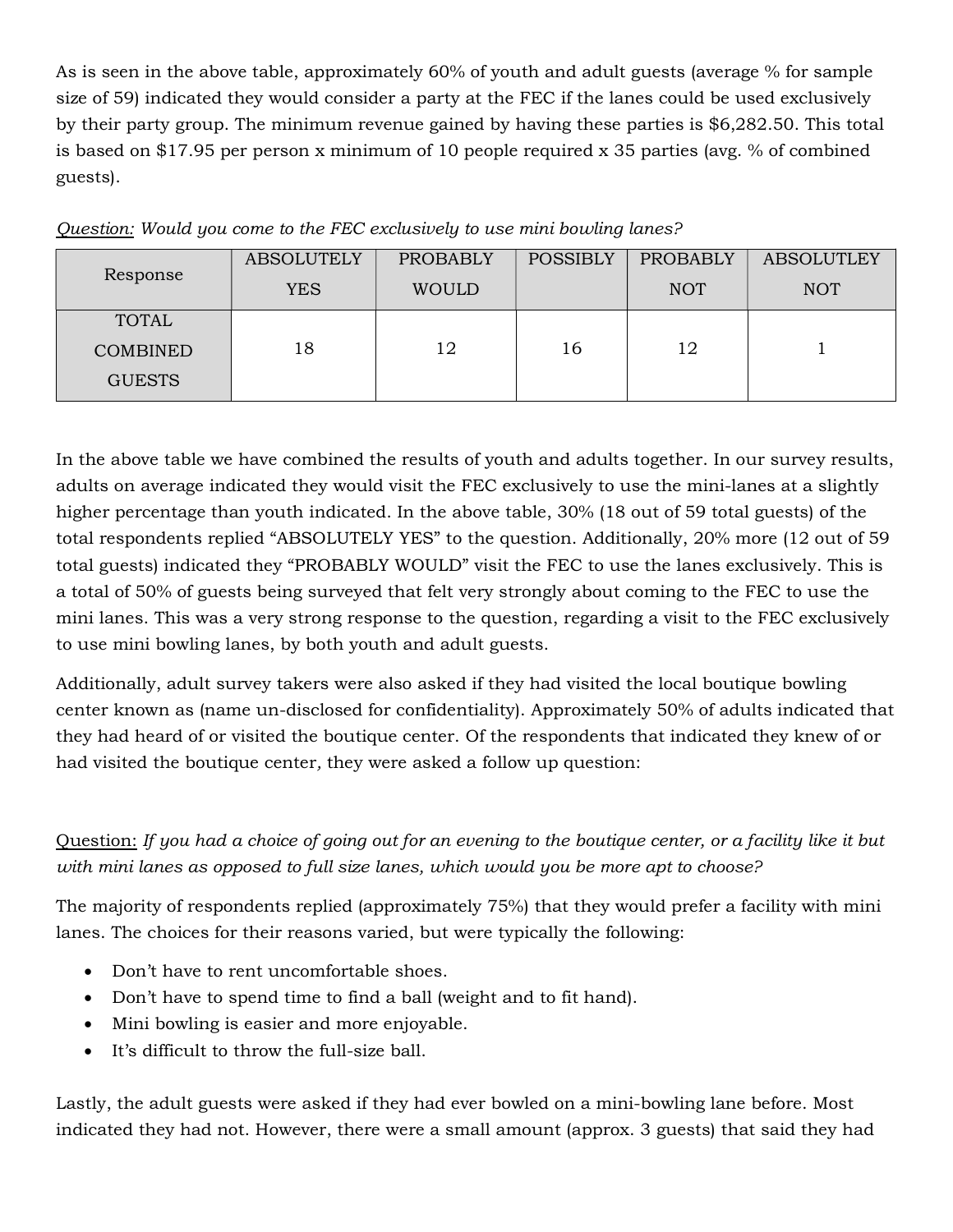As is seen in the above table, approximately 60% of youth and adult guests (average % for sample size of 59) indicated they would consider a party at the FEC if the lanes could be used exclusively by their party group. The minimum revenue gained by having these parties is $6,282.50. This total is based on $17.95 per person x minimum of 10 people required x 35 parties (avg. % of combined guests).

<u>Question:</u> *Would you come to the FEC exclusively to use mini bowling lanes?*

| Response | ABSOLUTELY YES | PROBABLY WOULD | POSSIBLY | PROBABLY NOT | ABSOLUTLEY NOT |
|---|---|---|---|---|---|
| TOTAL COMBINED GUESTS | 18 | 12 | 16 | 12 | 1 |

In the above table we have combined the results of youth and adults together. In our survey results, adults on average indicated they would visit the FEC exclusively to use the mini-lanes at a slightly higher percentage than youth indicated. In the above table, 30% (18 out of 59 total guests) of the total respondents replied "ABSOLUTELY YES" to the question. Additionally, 20% more (12 out of 59 total guests) indicated they "PROBABLY WOULD" visit the FEC to use the lanes exclusively. This is a total of 50% of guests being surveyed that felt very strongly about coming to the FEC to use the mini lanes. This was a very strong response to the question, regarding a visit to the FEC exclusively to use mini bowling lanes, by both youth and adult guests.

Additionally, adult survey takers were also asked if they had visited the local boutique bowling center known as (name un-disclosed for confidentiality). Approximately 50% of adults indicated that they had heard of or visited the boutique center. Of the respondents that indicated they knew of or had visited the boutique center*,* they were asked a follow up question:

<u>Question:</u> *If you had a choice of going out for an evening to the boutique center, or a facility like it but with mini lanes as opposed to full size lanes, which would you be more apt to choose?*

The majority of respondents replied (approximately 75%) that they would prefer a facility with mini lanes. The choices for their reasons varied, but were typically the following:

- Don't have to rent uncomfortable shoes.
- Don't have to spend time to find a ball (weight and to fit hand).
- Mini bowling is easier and more enjoyable.
- It's difficult to throw the full-size ball.

Lastly, the adult guests were asked if they had ever bowled on a mini-bowling lane before. Most indicated they had not. However, there were a small amount (approx. 3 guests) that said they had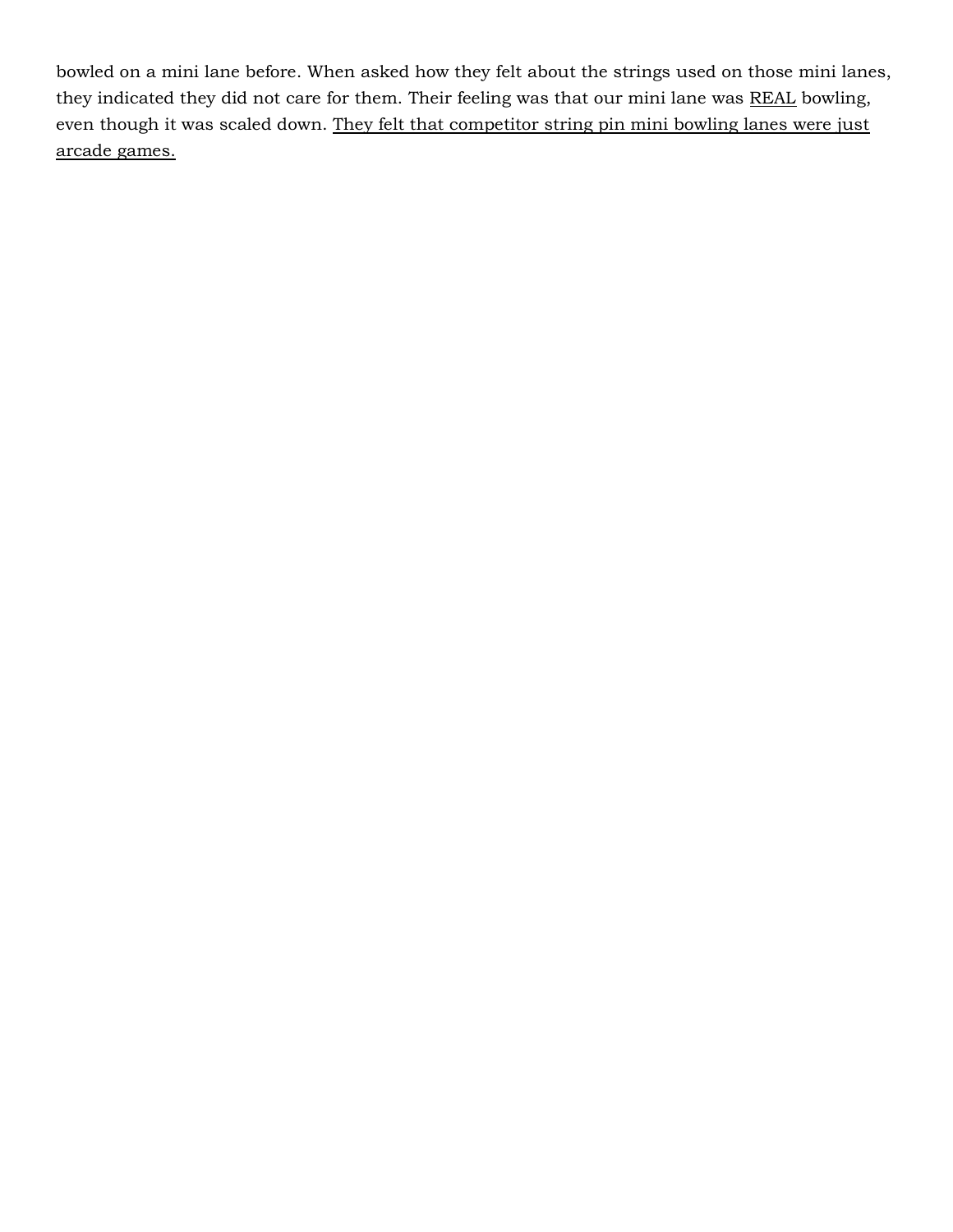bowled on a mini lane before. When asked how they felt about the strings used on those mini lanes, they indicated they did not care for them. Their feeling was that our mini lane was <u>REAL</u> bowling, even though it was scaled down. <u>They felt that competitor string pin mini bowling lanes were just arcade games.</u>